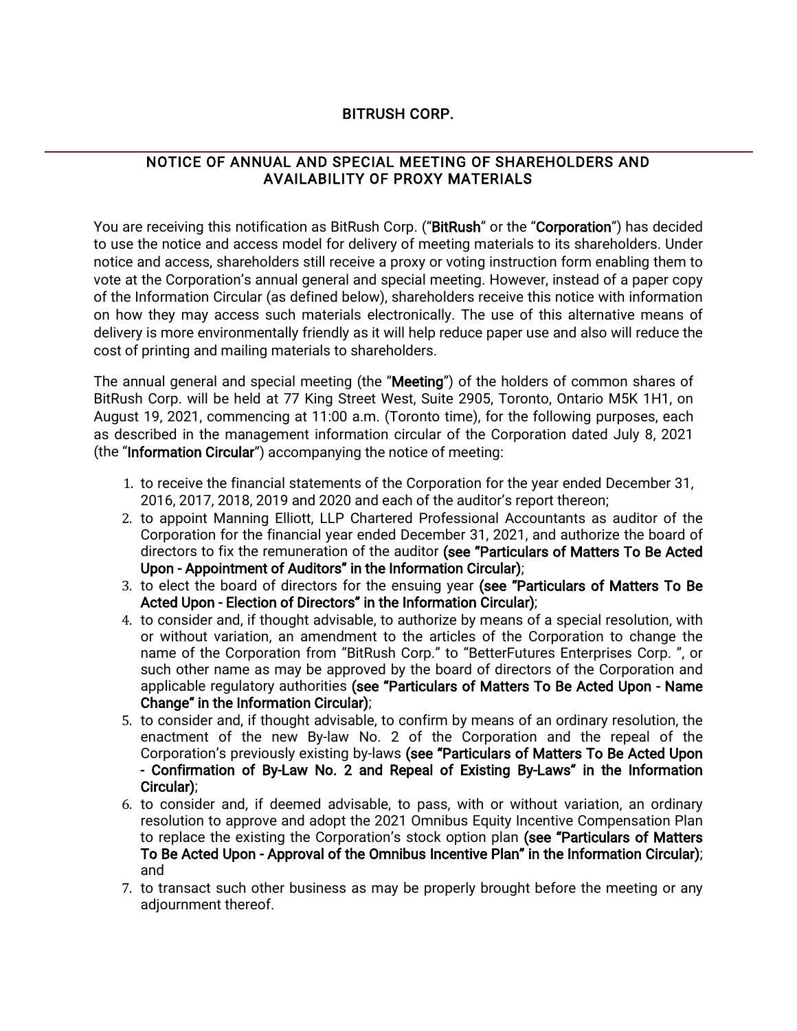# BITRUSH CORP.

## NOTICE OF ANNUAL AND SPECIAL MEETING OF SHAREHOLDERS AND AVAILABILITY OF PROXY MATERIALS

You are receiving this notification as BitRush Corp. ("**BitRush**" or the "**Corporation**") has decided to use the notice and access model for delivery of meeting materials to its shareholders. Under notice and access, shareholders still receive a proxy or voting instruction form enabling them to vote at the Corporation's annual general and special meeting. However, instead of a paper copy of the Information Circular (as defined below), shareholders receive this notice with information on how they may access such materials electronically. The use of this alternative means of delivery is more environmentally friendly as it will help reduce paper use and also will reduce the cost of printing and mailing materials to shareholders.

The annual general and special meeting (the "**Meeting**") of the holders of common shares of BitRush Corp. will be held at 77 King Street West, Suite 2905, Toronto, Ontario M5K 1H1, on August 19, 2021, commencing at 11:00 a.m. (Toronto time), for the following purposes, each as described in the management information circular of the Corporation dated July 8, 2021 (the "**Information Circular**") accompanying the notice of meeting:

1. to receive the financial statements of the Corporation for the year ended December 31, 2016, 2017, 2018, 2019 and 2020 and each of the auditor's report thereon;
2. to appoint Manning Elliott, LLP Chartered Professional Accountants as auditor of the Corporation for the financial year ended December 31, 2021, and authorize the board of directors to fix the remuneration of the auditor **(see "Particulars of Matters To Be Acted Upon - Appointment of Auditors" in the Information Circular)**;
3. to elect the board of directors for the ensuing year **(see "Particulars of Matters To Be Acted Upon - Election of Directors" in the Information Circular)**;
4. to consider and, if thought advisable, to authorize by means of a special resolution, with or without variation, an amendment to the articles of the Corporation to change the name of the Corporation from "BitRush Corp." to "BetterFutures Enterprises Corp. ", or such other name as may be approved by the board of directors of the Corporation and applicable regulatory authorities **(see "Particulars of Matters To Be Acted Upon - Name Change" in the Information Circular)**;
5. to consider and, if thought advisable, to confirm by means of an ordinary resolution, the enactment of the new By-law No. 2 of the Corporation and the repeal of the Corporation's previously existing by-laws **(see "Particulars of Matters To Be Acted Upon - Confirmation of By-Law No. 2 and Repeal of Existing By-Laws" in the Information Circular)**;
6. to consider and, if deemed advisable, to pass, with or without variation, an ordinary resolution to approve and adopt the 2021 Omnibus Equity Incentive Compensation Plan to replace the existing the Corporation's stock option plan **(see "Particulars of Matters To Be Acted Upon - Approval of the Omnibus Incentive Plan" in the Information Circular)**; and
7. to transact such other business as may be properly brought before the meeting or any adjournment thereof.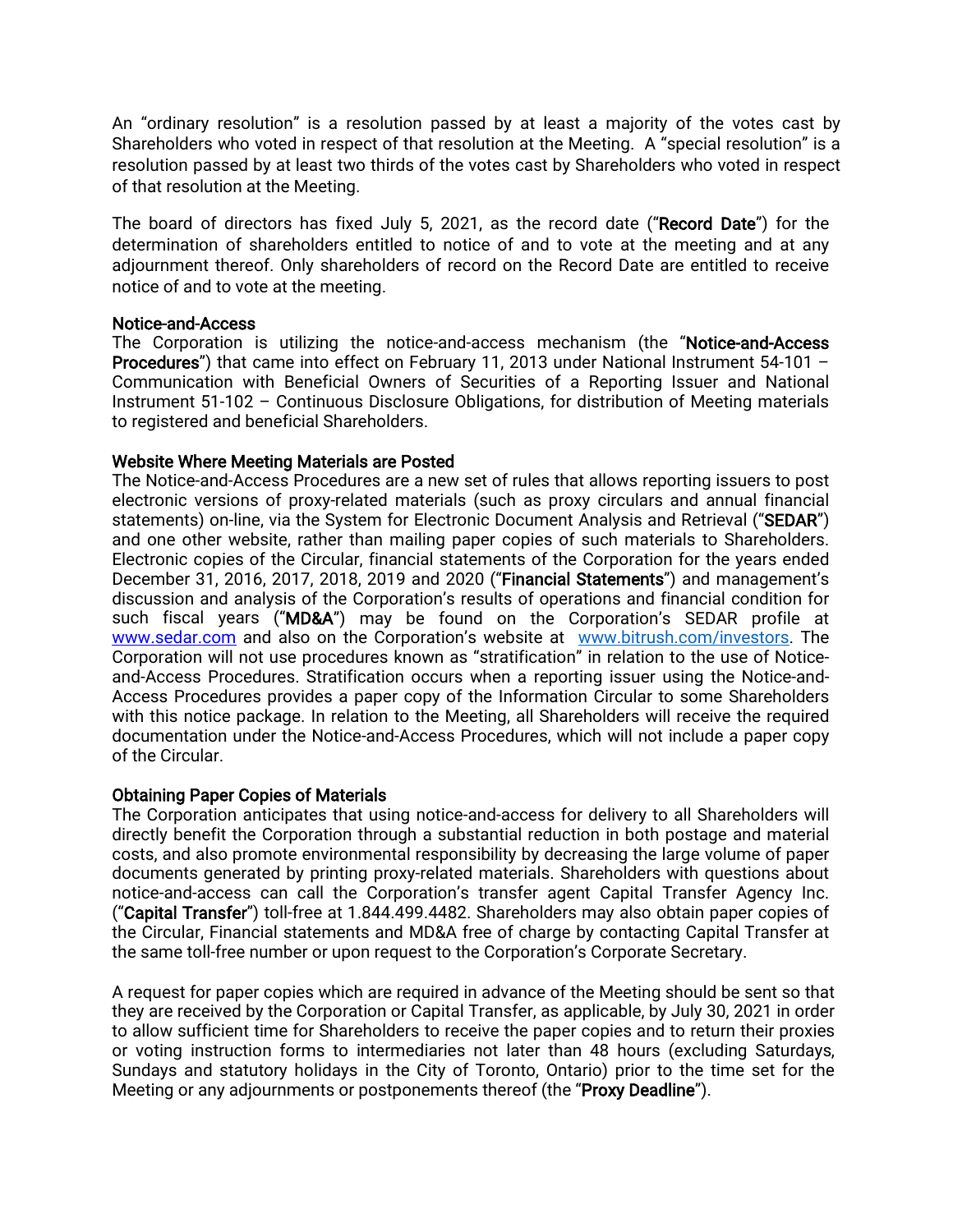An "ordinary resolution" is a resolution passed by at least a majority of the votes cast by Shareholders who voted in respect of that resolution at the Meeting. A "special resolution" is a resolution passed by at least two thirds of the votes cast by Shareholders who voted in respect of that resolution at the Meeting.

The board of directors has fixed July 5, 2021, as the record date ("**Record Date**") for the determination of shareholders entitled to notice of and to vote at the meeting and at any adjournment thereof. Only shareholders of record on the Record Date are entitled to receive notice of and to vote at the meeting.

### Notice-and-Access

The Corporation is utilizing the notice-and-access mechanism (the "**Notice-and-Access Procedures**") that came into effect on February 11, 2013 under National Instrument 54-101 – Communication with Beneficial Owners of Securities of a Reporting Issuer and National Instrument 51-102 – Continuous Disclosure Obligations, for distribution of Meeting materials to registered and beneficial Shareholders.

### Website Where Meeting Materials are Posted

The Notice-and-Access Procedures are a new set of rules that allows reporting issuers to post electronic versions of proxy-related materials (such as proxy circulars and annual financial statements) on-line, via the System for Electronic Document Analysis and Retrieval ("**SEDAR**") and one other website, rather than mailing paper copies of such materials to Shareholders. Electronic copies of the Circular, financial statements of the Corporation for the years ended December 31, 2016, 2017, 2018, 2019 and 2020 ("**Financial Statements**") and management's discussion and analysis of the Corporation's results of operations and financial condition for such fiscal years ("**MD&A**") may be found on the Corporation's SEDAR profile at www.sedar.com and also on the Corporation's website at www.bitrush.com/investors. The Corporation will not use procedures known as "stratification" in relation to the use of Notice-and-Access Procedures. Stratification occurs when a reporting issuer using the Notice-and-Access Procedures provides a paper copy of the Information Circular to some Shareholders with this notice package. In relation to the Meeting, all Shareholders will receive the required documentation under the Notice-and-Access Procedures, which will not include a paper copy of the Circular.

### Obtaining Paper Copies of Materials

The Corporation anticipates that using notice-and-access for delivery to all Shareholders will directly benefit the Corporation through a substantial reduction in both postage and material costs, and also promote environmental responsibility by decreasing the large volume of paper documents generated by printing proxy-related materials. Shareholders with questions about notice-and-access can call the Corporation's transfer agent Capital Transfer Agency Inc. ("**Capital Transfer**") toll-free at 1.844.499.4482. Shareholders may also obtain paper copies of the Circular, Financial statements and MD&A free of charge by contacting Capital Transfer at the same toll-free number or upon request to the Corporation's Corporate Secretary.

A request for paper copies which are required in advance of the Meeting should be sent so that they are received by the Corporation or Capital Transfer, as applicable, by July 30, 2021 in order to allow sufficient time for Shareholders to receive the paper copies and to return their proxies or voting instruction forms to intermediaries not later than 48 hours (excluding Saturdays, Sundays and statutory holidays in the City of Toronto, Ontario) prior to the time set for the Meeting or any adjournments or postponements thereof (the "**Proxy Deadline**").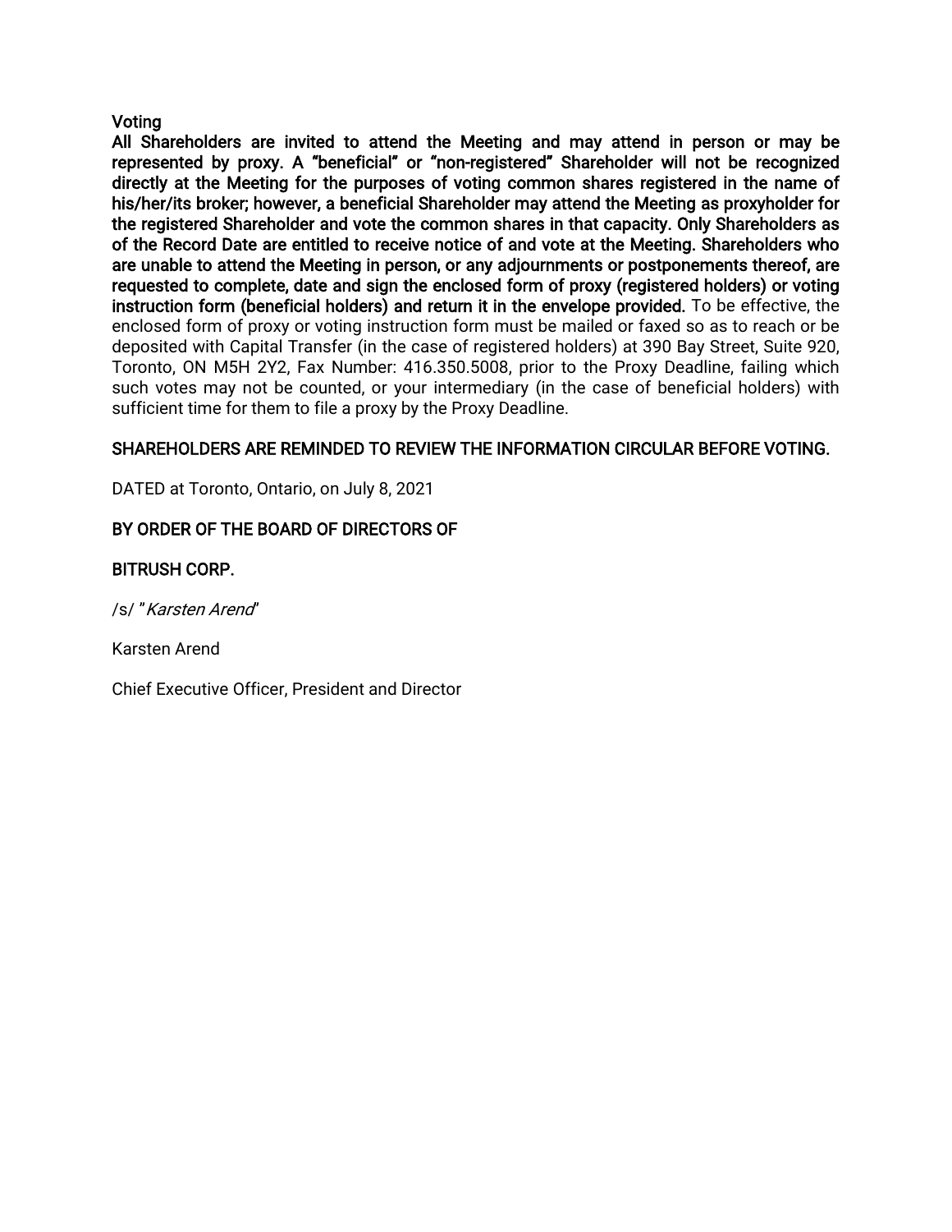**Voting**

**All Shareholders are invited to attend the Meeting and may attend in person or may be represented by proxy. A "beneficial" or "non-registered" Shareholder will not be recognized directly at the Meeting for the purposes of voting common shares registered in the name of his/her/its broker; however, a beneficial Shareholder may attend the Meeting as proxyholder for the registered Shareholder and vote the common shares in that capacity. Only Shareholders as of the Record Date are entitled to receive notice of and vote at the Meeting. Shareholders who are unable to attend the Meeting in person, or any adjournments or postponements thereof, are requested to complete, date and sign the enclosed form of proxy (registered holders) or voting instruction form (beneficial holders) and return it in the envelope provided.** To be effective, the enclosed form of proxy or voting instruction form must be mailed or faxed so as to reach or be deposited with Capital Transfer (in the case of registered holders) at 390 Bay Street, Suite 920, Toronto, ON M5H 2Y2, Fax Number: 416.350.5008, prior to the Proxy Deadline, failing which such votes may not be counted, or your intermediary (in the case of beneficial holders) with sufficient time for them to file a proxy by the Proxy Deadline.

**SHAREHOLDERS ARE REMINDED TO REVIEW THE INFORMATION CIRCULAR BEFORE VOTING.**

DATED at Toronto, Ontario, on July 8, 2021

**BY ORDER OF THE BOARD OF DIRECTORS OF**

**BITRUSH CORP.**

/s/ "*Karsten Arend*"

Karsten Arend

Chief Executive Officer, President and Director